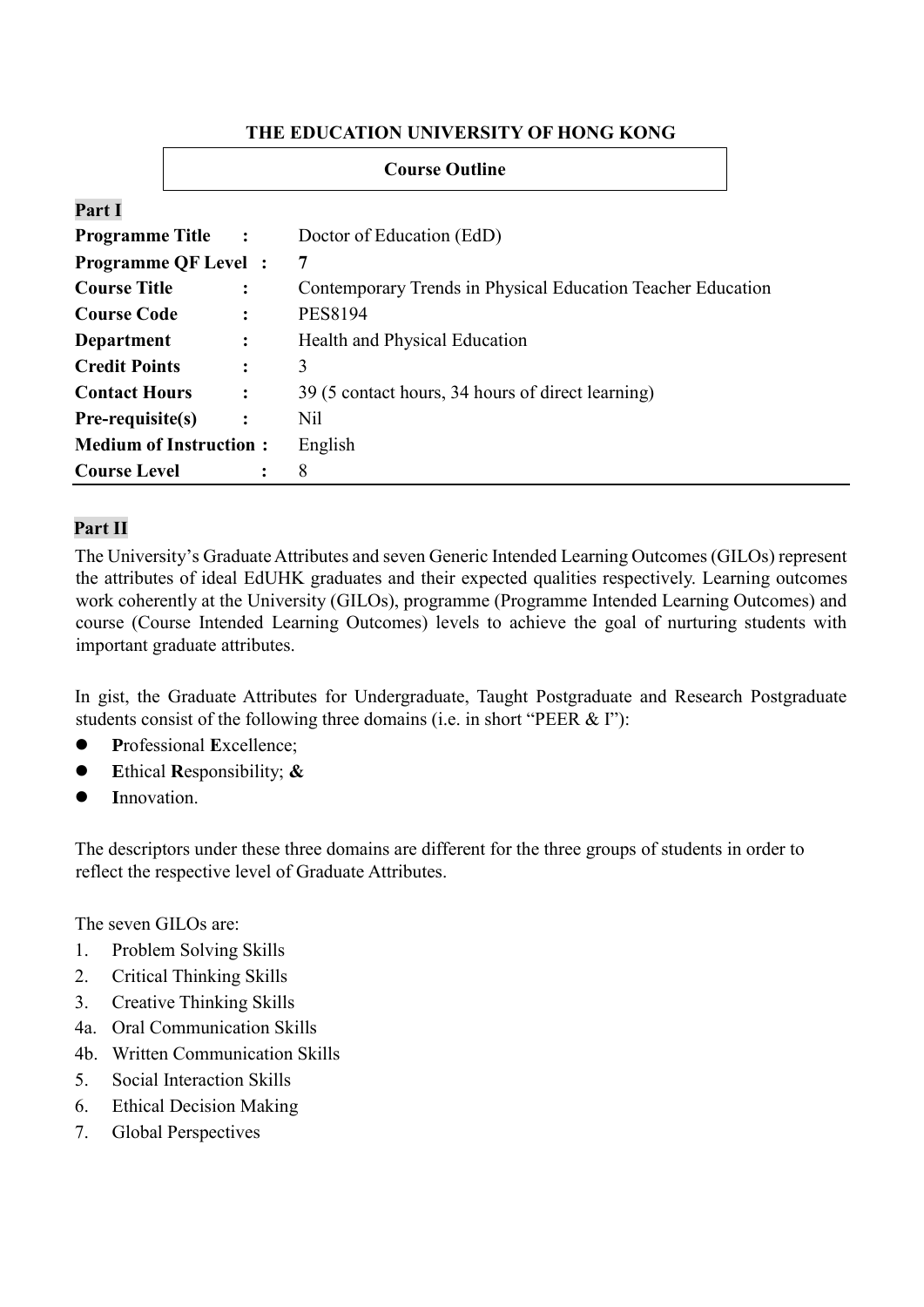**THE EDUCATION UNIVERSITY OF HONG KONG**

**Course Outline**

**Part I**

| | | |
|---|---|---|
| **Programme Title** | **:** | Doctor of Education (EdD) |
| **Programme QF Level** | **:** | **7** |
| **Course Title** | **:** | Contemporary Trends in Physical Education Teacher Education |
| **Course Code** | **:** | PES8194 |
| **Department** | **:** | Health and Physical Education |
| **Credit Points** | **:** | 3 |
| **Contact Hours** | **:** | 39 (5 contact hours, 34 hours of direct learning) |
| **Pre-requisite(s)** | **:** | Nil |
| **Medium of Instruction** | **:** | English |
| **Course Level** | **:** | 8 |

**Part II**

The University's Graduate Attributes and seven Generic Intended Learning Outcomes (GILOs) represent the attributes of ideal EdUHK graduates and their expected qualities respectively. Learning outcomes work coherently at the University (GILOs), programme (Programme Intended Learning Outcomes) and course (Course Intended Learning Outcomes) levels to achieve the goal of nurturing students with important graduate attributes.

In gist, the Graduate Attributes for Undergraduate, Taught Postgraduate and Research Postgraduate students consist of the following three domains (i.e. in short "PEER & I"):

- **P**rofessional **E**xcellence;
- **E**thical **R**esponsibility; **&**
- **I**nnovation.

The descriptors under these three domains are different for the three groups of students in order to reflect the respective level of Graduate Attributes.

The seven GILOs are:

1. Problem Solving Skills
2. Critical Thinking Skills
3. Creative Thinking Skills

4a. Oral Communication Skills

4b. Written Communication Skills

5. Social Interaction Skills
6. Ethical Decision Making
7. Global Perspectives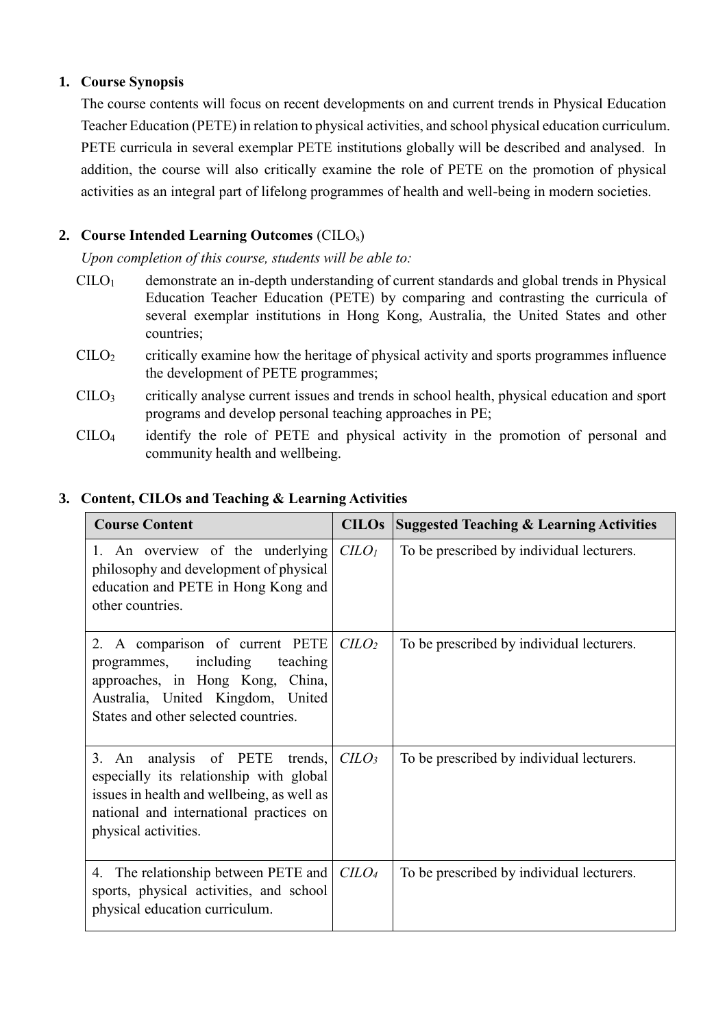## 1. Course Synopsis

The course contents will focus on recent developments on and current trends in Physical Education Teacher Education (PETE) in relation to physical activities, and school physical education curriculum. PETE curricula in several exemplar PETE institutions globally will be described and analysed. In addition, the course will also critically examine the role of PETE on the promotion of physical activities as an integral part of lifelong programmes of health and well-being in modern societies.

## 2. Course Intended Learning Outcomes (CILOs)

*Upon completion of this course, students will be able to:*

- $CILO_1$ demonstrate an in-depth understanding of current standards and global trends in Physical Education Teacher Education (PETE) by comparing and contrasting the curricula of several exemplar institutions in Hong Kong, Australia, the United States and other countries;
- $CILO_2$ critically examine how the heritage of physical activity and sports programmes influence the development of PETE programmes;
- $CILO_3$ critically analyse current issues and trends in school health, physical education and sport programs and develop personal teaching approaches in PE;
- $CILO_4$ identify the role of PETE and physical activity in the promotion of personal and community health and wellbeing.

## 3. Content, CILOs and Teaching & Learning Activities

| Course Content | CILOs | Suggested Teaching & Learning Activities |
|---|---|---|
| 1. An overview of the underlying philosophy and development of physical education and PETE in Hong Kong and other countries. | *$CILO_1$* | To be prescribed by individual lecturers. |
| 2. A comparison of current PETE programmes, including teaching approaches, in Hong Kong, China, Australia, United Kingdom, United States and other selected countries. | *$CILO_2$* | To be prescribed by individual lecturers. |
| 3. An analysis of PETE trends, especially its relationship with global issues in health and wellbeing, as well as national and international practices on physical activities. | *$CILO_3$* | To be prescribed by individual lecturers. |
| 4. The relationship between PETE and sports, physical activities, and school physical education curriculum. | *$CILO_4$* | To be prescribed by individual lecturers. |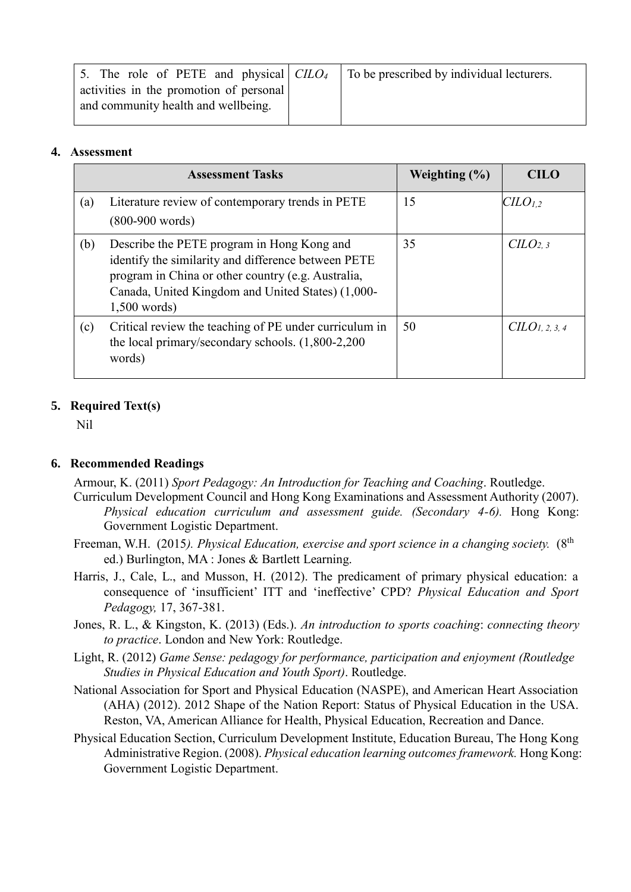| 5. The role of PETE and physical activities in the promotion of personal and community health and wellbeing. | $CILO_4$ | To be prescribed by individual lecturers. |
|---|---|---|

## 4. Assessment

| | Assessment Tasks | Weighting (%) | CILO |
|---|---|---|---|
| (a) | Literature review of contemporary trends in PETE (800-900 words) | 15 | $CILO_{1,2}$ |
| (b) | Describe the PETE program in Hong Kong and identify the similarity and difference between PETE program in China or other country (e.g. Australia, Canada, United Kingdom and United States) (1,000-1,500 words) | 35 | $CILO_{2,3}$ |
| (c) | Critical review the teaching of PE under curriculum in the local primary/secondary schools. (1,800-2,200 words) | 50 | $CILO_{1,2,3,4}$ |

## 5. Required Text(s)

Nil

## 6. Recommended Readings

Armour, K. (2011) *Sport Pedagogy: An Introduction for Teaching and Coaching*. Routledge.

Curriculum Development Council and Hong Kong Examinations and Assessment Authority (2007). *Physical education curriculum and assessment guide. (Secondary 4-6).* Hong Kong: Government Logistic Department.

Freeman, W.H. (2015*). Physical Education, exercise and sport science in a changing society.* (8th ed.) Burlington, MA : Jones & Bartlett Learning.

Harris, J., Cale, L., and Musson, H. (2012). The predicament of primary physical education: a consequence of 'insufficient' ITT and 'ineffective' CPD? *Physical Education and Sport Pedagogy,* 17, 367-381.

Jones, R. L., & Kingston, K. (2013) (Eds.). *An introduction to sports coaching*: *connecting theory to practice*. London and New York: Routledge.

Light, R. (2012) *Game Sense: pedagogy for performance, participation and enjoyment (Routledge Studies in Physical Education and Youth Sport)*. Routledge.

National Association for Sport and Physical Education (NASPE), and American Heart Association (AHA) (2012). 2012 Shape of the Nation Report: Status of Physical Education in the USA. Reston, VA, American Alliance for Health, Physical Education, Recreation and Dance.

Physical Education Section, Curriculum Development Institute, Education Bureau, The Hong Kong Administrative Region. (2008). *Physical education learning outcomes framework.* Hong Kong: Government Logistic Department.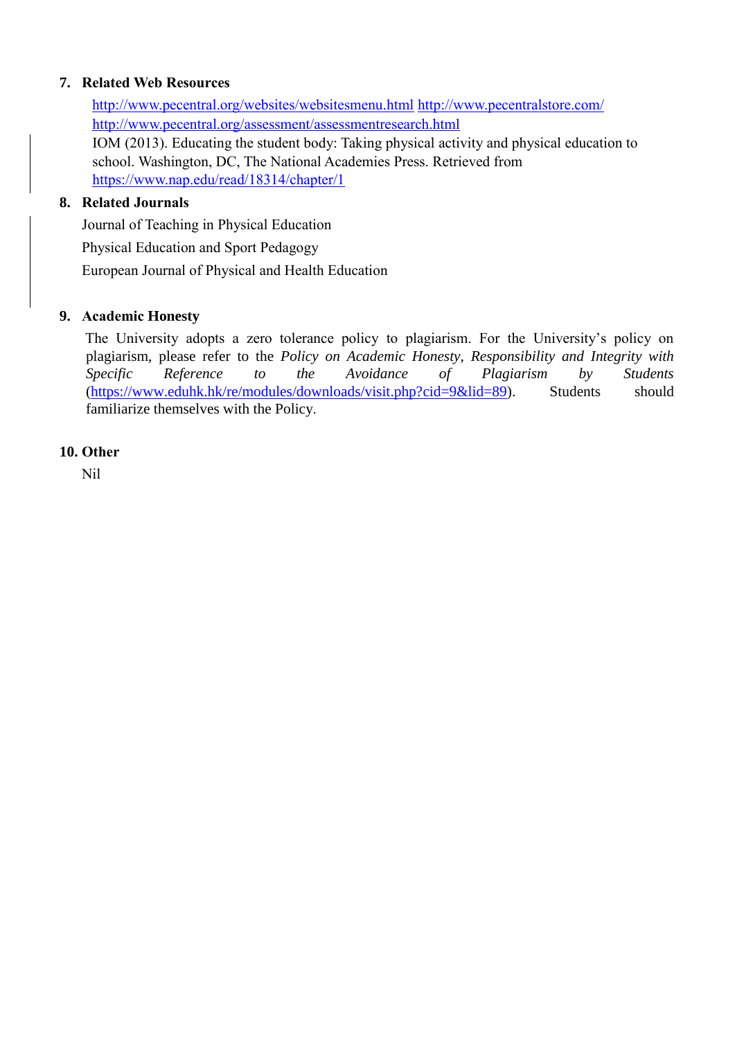## 7. Related Web Resources

http://www.pecentral.org/websites/websitesmenu.html http://www.pecentralstore.com/
http://www.pecentral.org/assessment/assessmentresearch.html
IOM (2013). Educating the student body: Taking physical activity and physical education to school. Washington, DC, The National Academies Press. Retrieved from https://www.nap.edu/read/18314/chapter/1

## 8. Related Journals

Journal of Teaching in Physical Education

Physical Education and Sport Pedagogy

European Journal of Physical and Health Education

## 9. Academic Honesty

The University adopts a zero tolerance policy to plagiarism. For the University's policy on plagiarism, please refer to the *Policy on Academic Honesty, Responsibility and Integrity with Specific Reference to the Avoidance of Plagiarism by Students* (https://www.eduhk.hk/re/modules/downloads/visit.php?cid=9&lid=89). Students should familiarize themselves with the Policy.

## 10. Other

Nil